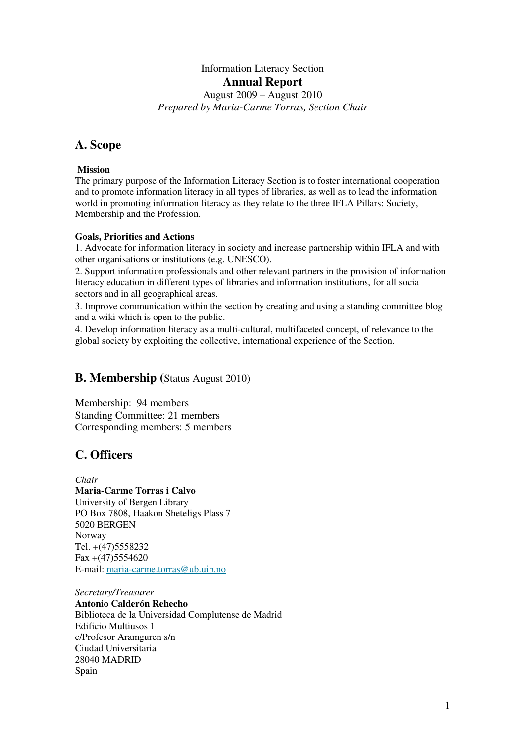Information Literacy Section

# Annual Report

August 2009 – August 2010

*Prepared by Maria-Carme Torras, Section Chair*

## A. Scope

**Mission**

The primary purpose of the Information Literacy Section is to foster international cooperation and to promote information literacy in all types of libraries, as well as to lead the information world in promoting information literacy as they relate to the three IFLA Pillars: Society, Membership and the Profession.

**Goals, Priorities and Actions**

1. Advocate for information literacy in society and increase partnership within IFLA and with other organisations or institutions (e.g. UNESCO).
2. Support information professionals and other relevant partners in the provision of information literacy education in different types of libraries and information institutions, for all social sectors and in all geographical areas.
3. Improve communication within the section by creating and using a standing committee blog and a wiki which is open to the public.
4. Develop information literacy as a multi-cultural, multifaceted concept, of relevance to the global society by exploiting the collective, international experience of the Section.

## B. Membership (Status August 2010)

Membership: 94 members
Standing Committee: 21 members
Corresponding members: 5 members

## C. Officers

*Chair*
**Maria-Carme Torras i Calvo**
University of Bergen Library
PO Box 7808, Haakon Sheteligs Plass 7
5020 BERGEN
Norway
Tel. +(47)5558232
Fax +(47)5554620
E-mail: maria-carme.torras@ub.uib.no

*Secretary/Treasurer*
**Antonio Calderón Rehecho**
Biblioteca de la Universidad Complutense de Madrid
Edificio Multiusos 1
c/Profesor Aramguren s/n
Ciudad Universitaria
28040 MADRID
Spain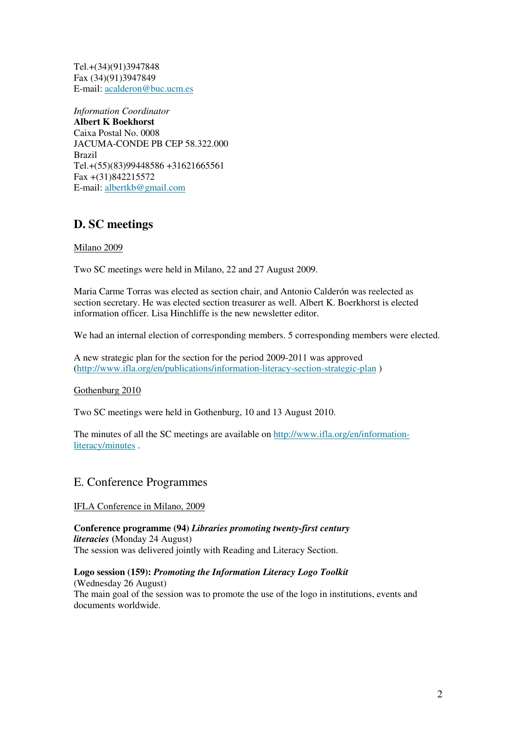Tel.+(34)(91)3947848
Fax (34)(91)3947849
E-mail: acalderon@buc.ucm.es

*Information Coordinator*
**Albert K Boekhorst**
Caixa Postal No. 0008
JACUMA-CONDE PB CEP 58.322.000
Brazil
Tel.+(55)(83)99448586 +31621665561
Fax +(31)842215572
E-mail: albertkb@gmail.com

## D. SC meetings

Milano 2009

Two SC meetings were held in Milano, 22 and 27 August 2009.

Maria Carme Torras was elected as section chair, and Antonio Calderón was reelected as section secretary. He was elected section treasurer as well. Albert K. Boerkhorst is elected information officer. Lisa Hinchliffe is the new newsletter editor.

We had an internal election of corresponding members. 5 corresponding members were elected.

A new strategic plan for the section for the period 2009-2011 was approved (http://www.ifla.org/en/publications/information-literacy-section-strategic-plan )

Gothenburg 2010

Two SC meetings were held in Gothenburg, 10 and 13 August 2010.

The minutes of all the SC meetings are available on http://www.ifla.org/en/information-literacy/minutes .

## E. Conference Programmes

IFLA Conference in Milano, 2009

**Conference programme (94)** ***Libraries promoting twenty-first century literacies*** (Monday 24 August)
The session was delivered jointly with Reading and Literacy Section.

**Logo session (159):** ***Promoting the Information Literacy Logo Toolkit*** (Wednesday 26 August)
The main goal of the session was to promote the use of the logo in institutions, events and documents worldwide.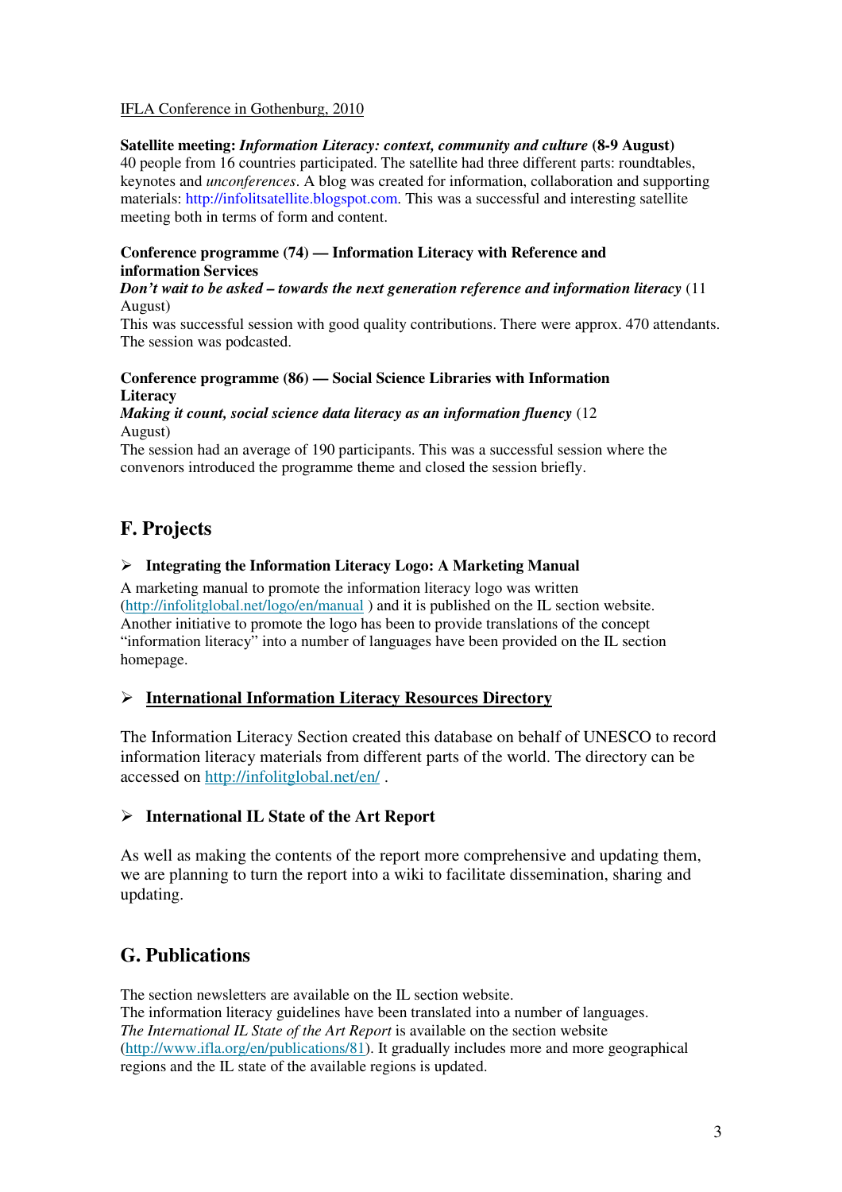IFLA Conference in Gothenburg, 2010

**Satellite meeting:** ***Information Literacy: context, community and culture*** **(8-9 August)**
40 people from 16 countries participated. The satellite had three different parts: roundtables, keynotes and *unconferences*. A blog was created for information, collaboration and supporting materials: http://infolitsatellite.blogspot.com. This was a successful and interesting satellite meeting both in terms of form and content.

**Conference programme (74) — Information Literacy with Reference and information Services**
***Don't wait to be asked – towards the next generation reference and information literacy*** (11 August)
This was successful session with good quality contributions. There were approx. 470 attendants. The session was podcasted.

**Conference programme (86) — Social Science Libraries with Information Literacy**
***Making it count, social science data literacy as an information fluency*** (12 August)
The session had an average of 190 participants. This was a successful session where the convenors introduced the programme theme and closed the session briefly.

## F. Projects

- **Integrating the Information Literacy Logo: A Marketing Manual**

A marketing manual to promote the information literacy logo was written (http://infolitglobal.net/logo/en/manual ) and it is published on the IL section website. Another initiative to promote the logo has been to provide translations of the concept "information literacy" into a number of languages have been provided on the IL section homepage.

- **International Information Literacy Resources Directory**

The Information Literacy Section created this database on behalf of UNESCO to record information literacy materials from different parts of the world. The directory can be accessed on http://infolitglobal.net/en/ .

- **International IL State of the Art Report**

As well as making the contents of the report more comprehensive and updating them, we are planning to turn the report into a wiki to facilitate dissemination, sharing and updating.

## G. Publications

The section newsletters are available on the IL section website.
The information literacy guidelines have been translated into a number of languages.
*The International IL State of the Art Report* is available on the section website (http://www.ifla.org/en/publications/81). It gradually includes more and more geographical regions and the IL state of the available regions is updated.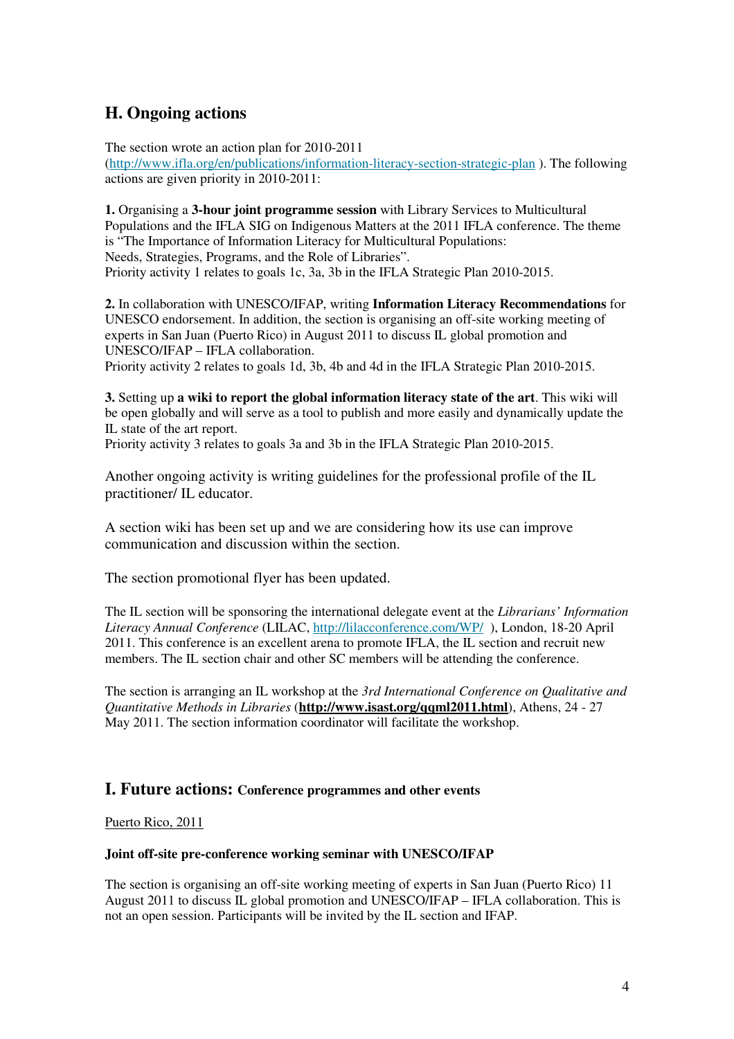## H. Ongoing actions

The section wrote an action plan for 2010-2011 (http://www.ifla.org/en/publications/information-literacy-section-strategic-plan ). The following actions are given priority in 2010-2011:

**1.** Organising a **3-hour joint programme session** with Library Services to Multicultural Populations and the IFLA SIG on Indigenous Matters at the 2011 IFLA conference. The theme is "The Importance of Information Literacy for Multicultural Populations: Needs, Strategies, Programs, and the Role of Libraries".
Priority activity 1 relates to goals 1c, 3a, 3b in the IFLA Strategic Plan 2010-2015.

**2.** In collaboration with UNESCO/IFAP, writing **Information Literacy Recommendations** for UNESCO endorsement. In addition, the section is organising an off-site working meeting of experts in San Juan (Puerto Rico) in August 2011 to discuss IL global promotion and UNESCO/IFAP – IFLA collaboration.
Priority activity 2 relates to goals 1d, 3b, 4b and 4d in the IFLA Strategic Plan 2010-2015.

**3.** Setting up **a wiki to report the global information literacy state of the art**. This wiki will be open globally and will serve as a tool to publish and more easily and dynamically update the IL state of the art report.
Priority activity 3 relates to goals 3a and 3b in the IFLA Strategic Plan 2010-2015.

Another ongoing activity is writing guidelines for the professional profile of the IL practitioner/ IL educator.

A section wiki has been set up and we are considering how its use can improve communication and discussion within the section.

The section promotional flyer has been updated.

The IL section will be sponsoring the international delegate event at the *Librarians' Information Literacy Annual Conference* (LILAC, http://lilacconference.com/WP/ ), London, 18-20 April 2011. This conference is an excellent arena to promote IFLA, the IL section and recruit new members. The IL section chair and other SC members will be attending the conference.

The section is arranging an IL workshop at the *3rd International Conference on Qualitative and Quantitative Methods in Libraries* (**http://www.isast.org/qqml2011.html**), Athens, 24 - 27 May 2011. The section information coordinator will facilitate the workshop.

## I. Future actions: Conference programmes and other events

Puerto Rico, 2011

**Joint off-site pre-conference working seminar with UNESCO/IFAP**

The section is organising an off-site working meeting of experts in San Juan (Puerto Rico) 11 August 2011 to discuss IL global promotion and UNESCO/IFAP – IFLA collaboration. This is not an open session. Participants will be invited by the IL section and IFAP.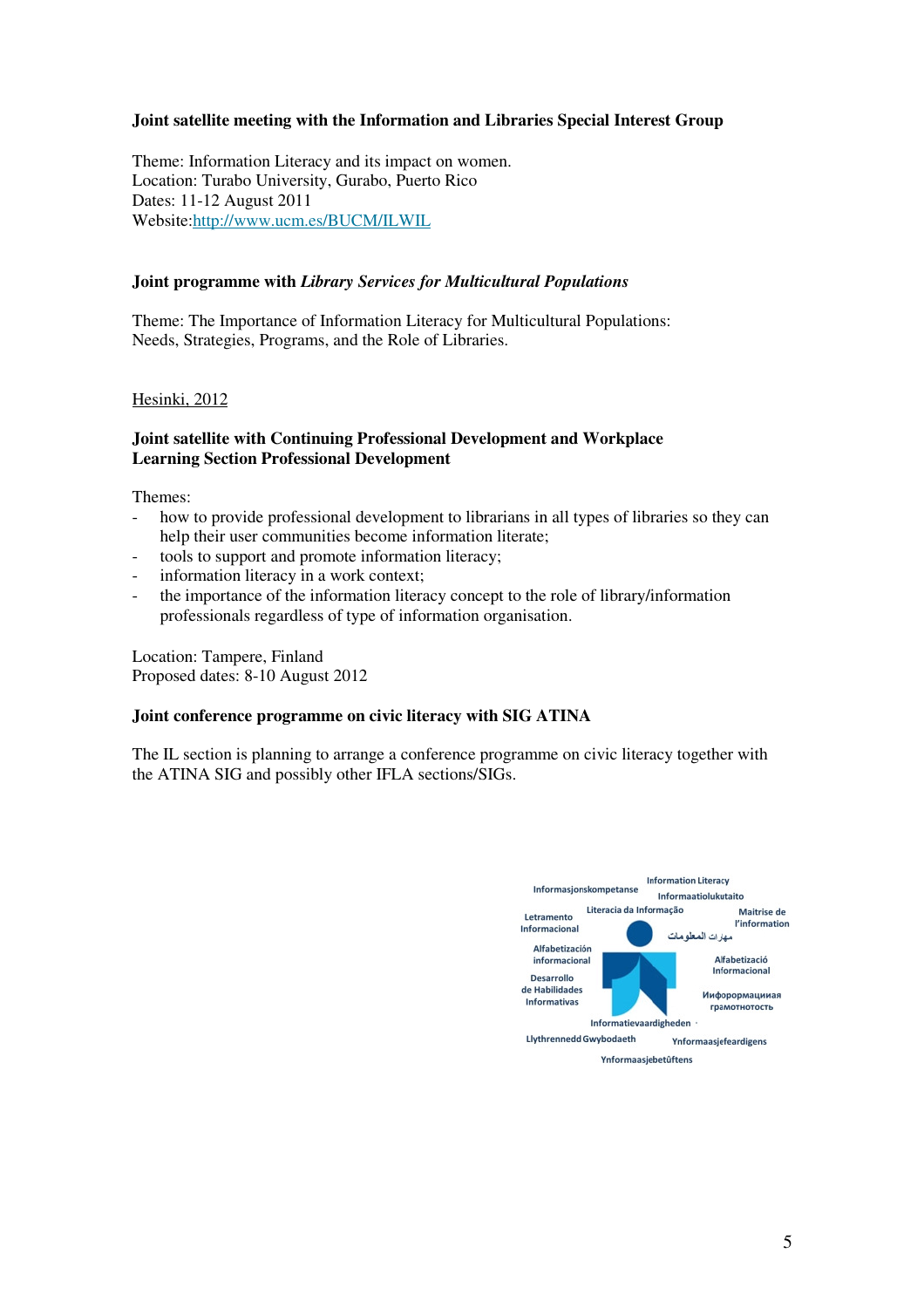**Joint satellite meeting with the Information and Libraries Special Interest Group**

Theme: Information Literacy and its impact on women.
Location: Turabo University, Gurabo, Puerto Rico
Dates: 11-12 August 2011
Website:http://www.ucm.es/BUCM/ILWIL

**Joint programme with *Library Services for Multicultural Populations***

Theme: The Importance of Information Literacy for Multicultural Populations: Needs, Strategies, Programs, and the Role of Libraries.

Hesinki, 2012

**Joint satellite with Continuing Professional Development and Workplace Learning Section Professional Development**

Themes:

- how to provide professional development to librarians in all types of libraries so they can help their user communities become information literate;
- tools to support and promote information literacy;
- information literacy in a work context;
- the importance of the information literacy concept to the role of library/information professionals regardless of type of information organisation.

Location: Tampere, Finland
Proposed dates: 8-10 August 2012

**Joint conference programme on civic literacy with SIG ATINA**

The IL section is planning to arrange a conference programme on civic literacy together with the ATINA SIG and possibly other IFLA sections/SIGs.

Informasjonskompetanse
Information Literacy
Informaatiolukutaito
Literacia da Informação
Letramento Informacional
Maitrise de l'information
مهارات المعلومات
Alfabetización informacional
Alfabetització Informacional
Desarrollo de Habilidades Informativas
Инфорормациная грамотнотсть
Informatievaardigheden
Llythrennedd Gwybodaeth
Ynformaasjefeardigens
Ynformaasjebetûftens